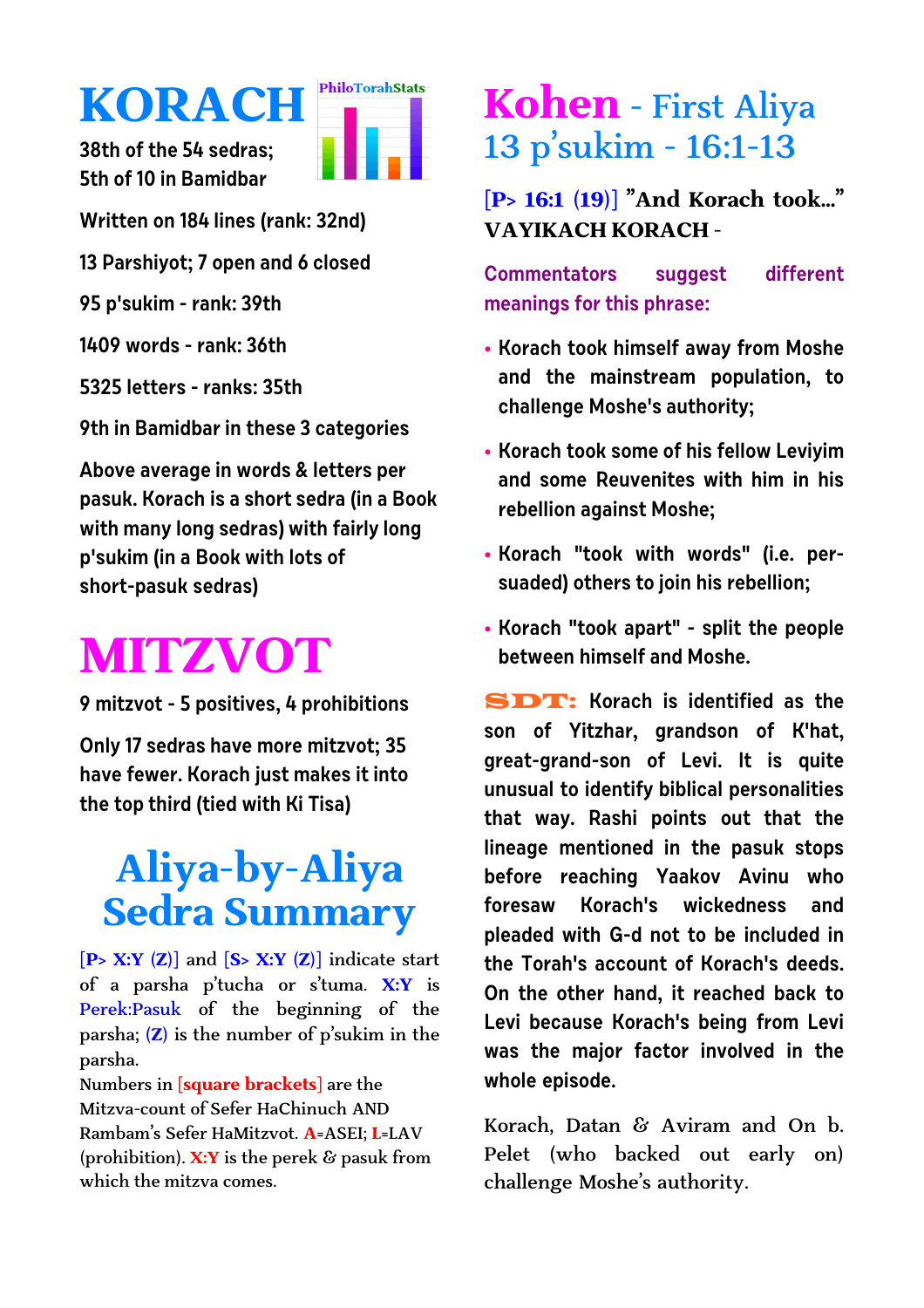# KORACH

PhiloTorahStats

38th of the 54 sedras;
5th of 10 in Bamidbar

Written on 184 lines (rank: 32nd)

13 Parshiyot; 7 open and 6 closed

95 p'sukim - rank: 39th

1409 words - rank: 36th

5325 letters - ranks: 35th

9th in Bamidbar in these 3 categories

Above average in words & letters per pasuk. Korach is a short sedra (in a Book with many long sedras) with fairly long p'sukim (in a Book with lots of short-pasuk sedras)

# MITZVOT

9 mitzvot - 5 positives, 4 prohibitions

Only 17 sedras have more mitzvot; 35 have fewer. Korach just makes it into the top third (tied with Ki Tisa)

# Aliya-by-Aliya Sedra Summary

[P> X:Y (Z)] and [S> X:Y (Z)] indicate start of a parsha p'tucha or s'tuma. X:Y is Perek:Pasuk of the beginning of the parsha; (Z) is the number of p'sukim in the parsha.

Numbers in [square brackets] are the Mitzva-count of Sefer HaChinuch AND Rambam's Sefer HaMitzvot. A=ASEI; L=LAV (prohibition). X:Y is the perek & pasuk from which the mitzva comes.

## Kohen - First Aliya
## 13 p'sukim - 16:1-13

**[P> 16:1 (19)] "And Korach took..." VAYIKACH KORACH -**

Commentators suggest different meanings for this phrase:

- Korach took himself away from Moshe and the mainstream population, to challenge Moshe's authority;
- Korach took some of his fellow Leviyim and some Reuvenites with him in his rebellion against Moshe;
- Korach "took with words" (i.e. persuaded) others to join his rebellion;
- Korach "took apart" - split the people between himself and Moshe.

**SDT:** Korach is identified as the son of Yitzhar, grandson of K'hat, great-grand-son of Levi. It is quite unusual to identify biblical personalities that way. Rashi points out that the lineage mentioned in the pasuk stops before reaching Yaakov Avinu who foresaw Korach's wickedness and pleaded with G-d not to be included in the Torah's account of Korach's deeds. On the other hand, it reached back to Levi because Korach's being from Levi was the major factor involved in the whole episode.

Korach, Datan & Aviram and On b. Pelet (who backed out early on) challenge Moshe's authority.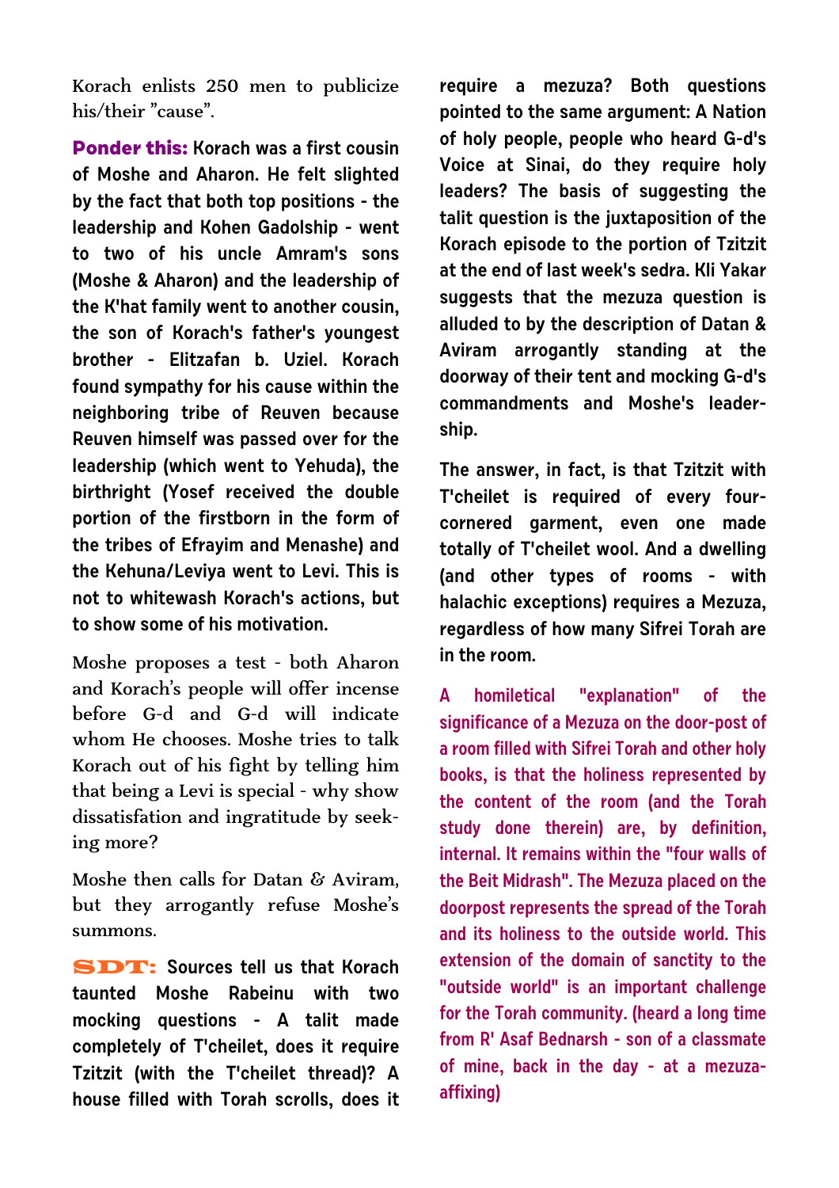Korach enlists 250 men to publicize his/their "cause".

**Ponder this:** **Korach was a first cousin of Moshe and Aharon. He felt slighted by the fact that both top positions - the leadership and Kohen Gadolship - went to two of his uncle Amram's sons (Moshe & Aharon) and the leadership of the K'hat family went to another cousin, the son of Korach's father's youngest brother - Elitzafan b. Uziel. Korach found sympathy for his cause within the neighboring tribe of Reuven because Reuven himself was passed over for the leadership (which went to Yehuda), the birthright (Yosef received the double portion of the firstborn in the form of the tribes of Efrayim and Menashe) and the Kehuna/Leviya went to Levi. This is not to whitewash Korach's actions, but to show some of his motivation.**

Moshe proposes a test - both Aharon and Korach's people will offer incense before G-d and G-d will indicate whom He chooses. Moshe tries to talk Korach out of his fight by telling him that being a Levi is special - why show dissatisfation and ingratitude by seeking more?

Moshe then calls for Datan & Aviram, but they arrogantly refuse Moshe's summons.

**SDT:** **Sources tell us that Korach taunted Moshe Rabeinu with two mocking questions - A talit made completely of T'cheilet, does it require Tzitzit (with the T'cheilet thread)? A house filled with Torah scrolls, does it require a mezuza? Both questions pointed to the same argument: A Nation of holy people, people who heard G-d's Voice at Sinai, do they require holy leaders? The basis of suggesting the talit question is the juxtaposition of the Korach episode to the portion of Tzitzit at the end of last week's sedra. Kli Yakar suggests that the mezuza question is alluded to by the description of Datan & Aviram arrogantly standing at the doorway of their tent and mocking G-d's commandments and Moshe's leadership.**

**The answer, in fact, is that Tzitzit with T'cheilet is required of every four-cornered garment, even one made totally of T'cheilet wool. And a dwelling (and other types of rooms - with halachic exceptions) requires a Mezuza, regardless of how many Sifrei Torah are in the room.**

**A homiletical "explanation" of the significance of a Mezuza on the door-post of a room filled with Sifrei Torah and other holy books, is that the holiness represented by the content of the room (and the Torah study done therein) are, by definition, internal. It remains within the "four walls of the Beit Midrash". The Mezuza placed on the doorpost represents the spread of the Torah and its holiness to the outside world. This extension of the domain of sanctity to the "outside world" is an important challenge for the Torah community. (heard a long time from R' Asaf Bednarsh - son of a classmate of mine, back in the day - at a mezuza-affixing)**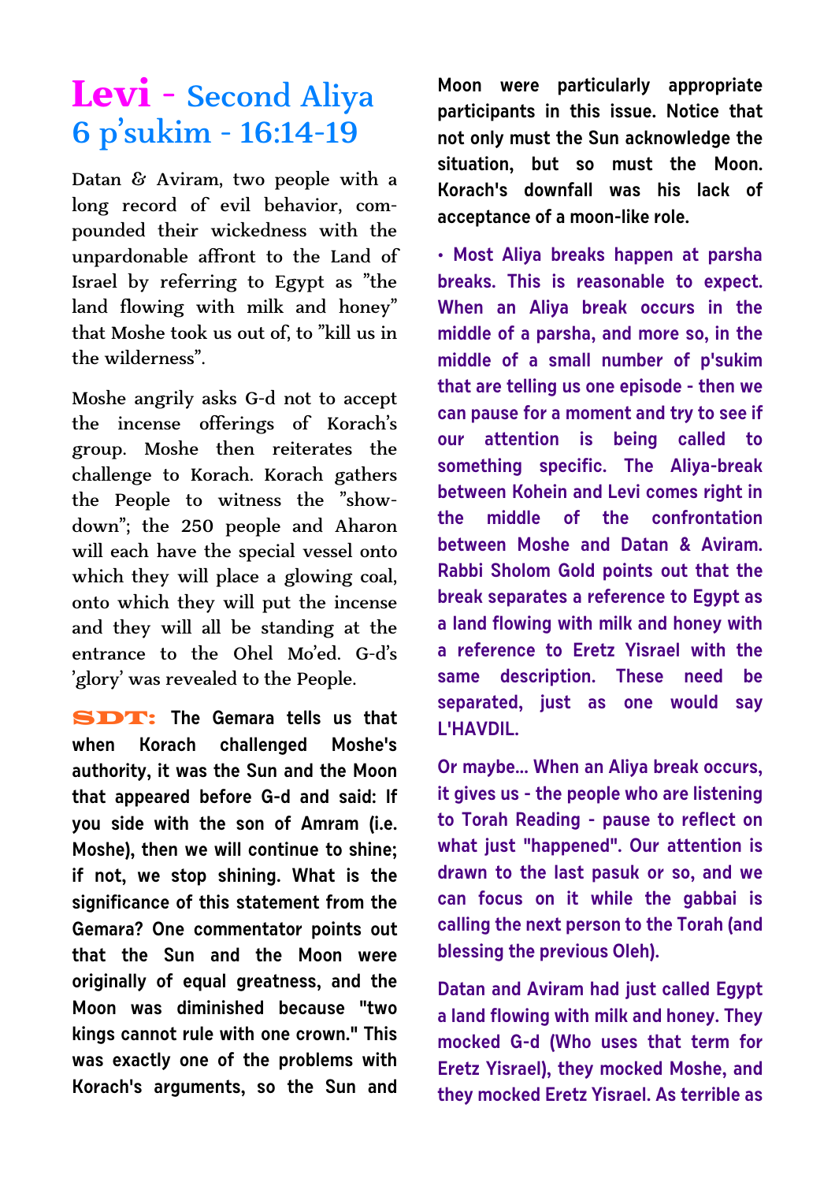# Levi - Second Aliya 6 p'sukim - 16:14-19

Datan & Aviram, two people with a long record of evil behavior, compounded their wickedness with the unpardonable affront to the Land of Israel by referring to Egypt as "the land flowing with milk and honey" that Moshe took us out of, to "kill us in the wilderness".

Moshe angrily asks G-d not to accept the incense offerings of Korach's group. Moshe then reiterates the challenge to Korach. Korach gathers the People to witness the "show-down"; the 250 people and Aharon will each have the special vessel onto which they will place a glowing coal, onto which they will put the incense and they will all be standing at the entrance to the Ohel Mo'ed. G-d's 'glory' was revealed to the People.

**SDT: The Gemara tells us that when Korach challenged Moshe's authority, it was the Sun and the Moon that appeared before G-d and said: If you side with the son of Amram (i.e. Moshe), then we will continue to shine; if not, we stop shining. What is the significance of this statement from the Gemara? One commentator points out that the Sun and the Moon were originally of equal greatness, and the Moon was diminished because "two kings cannot rule with one crown." This was exactly one of the problems with Korach's arguments, so the Sun and Moon were particularly appropriate participants in this issue. Notice that not only must the Sun acknowledge the situation, but so must the Moon. Korach's downfall was his lack of acceptance of a moon-like role.**

• Most Aliya breaks happen at parsha breaks. This is reasonable to expect. When an Aliya break occurs in the middle of a parsha, and more so, in the middle of a small number of p'sukim that are telling us one episode - then we can pause for a moment and try to see if our attention is being called to something specific. The Aliya-break between Kohein and Levi comes right in the middle of the confrontation between Moshe and Datan & Aviram. Rabbi Sholom Gold points out that the break separates a reference to Egypt as a land flowing with milk and honey with a reference to Eretz Yisrael with the same description. These need be separated, just as one would say L'HAVDIL.

Or maybe... When an Aliya break occurs, it gives us - the people who are listening to Torah Reading - pause to reflect on what just "happened". Our attention is drawn to the last pasuk or so, and we can focus on it while the gabbai is calling the next person to the Torah (and blessing the previous Oleh).

Datan and Aviram had just called Egypt a land flowing with milk and honey. They mocked G-d (Who uses that term for Eretz Yisrael), they mocked Moshe, and they mocked Eretz Yisrael. As terrible as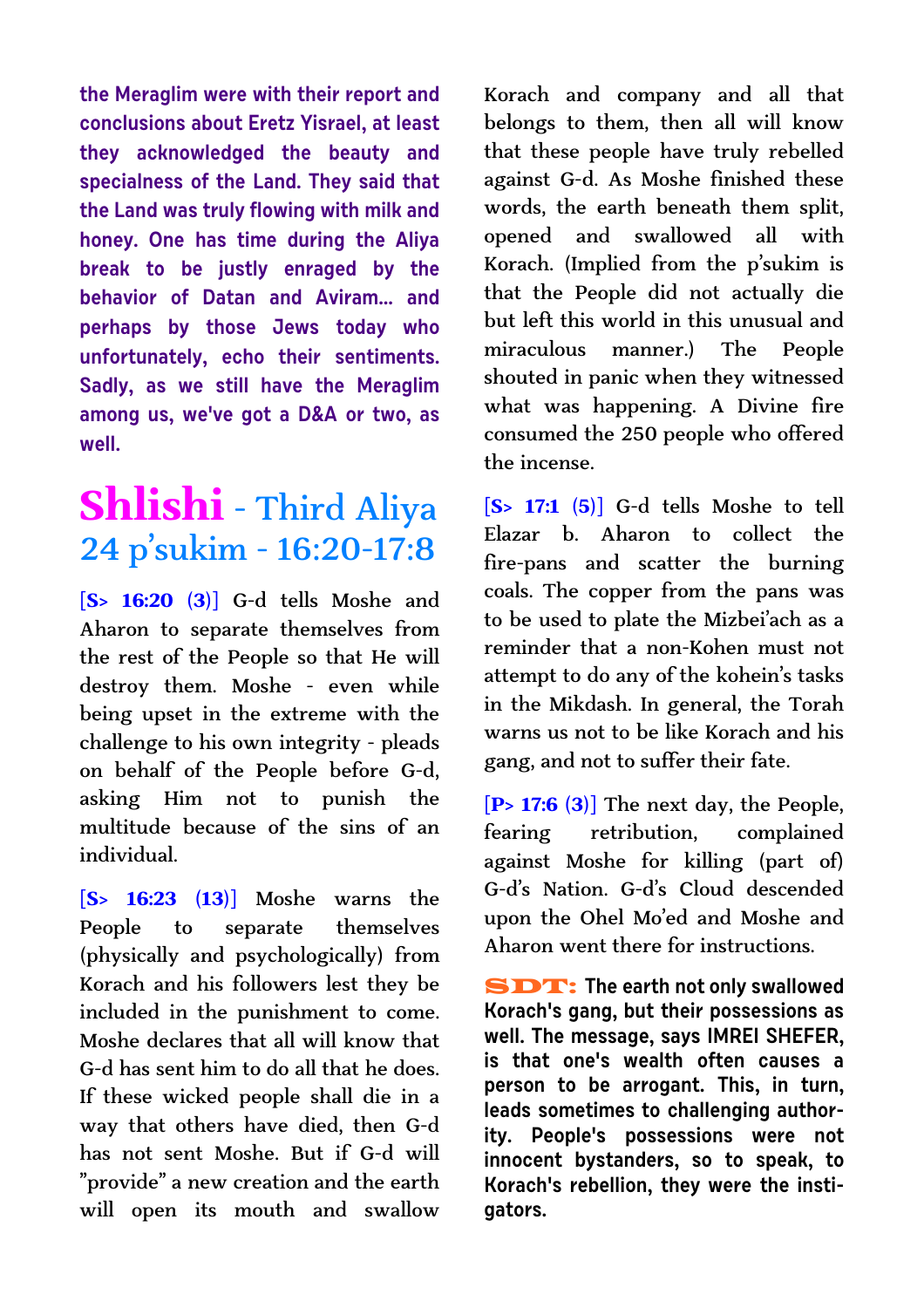**the Meraglim were with their report and conclusions about Eretz Yisrael, at least they acknowledged the beauty and specialness of the Land. They said that the Land was truly flowing with milk and honey. One has time during the Aliya break to be justly enraged by the behavior of Datan and Aviram... and perhaps by those Jews today who unfortunately, echo their sentiments. Sadly, as we still have the Meraglim among us, we've got a D&A or two, as well.**

## Shlishi - Third Aliya 24 p'sukim - 16:20-17:8

**[S> 16:20 (3)]** G-d tells Moshe and Aharon to separate themselves from the rest of the People so that He will destroy them. Moshe - even while being upset in the extreme with the challenge to his own integrity - pleads on behalf of the People before G-d, asking Him not to punish the multitude because of the sins of an individual.

**[S> 16:23 (13)]** Moshe warns the People to separate themselves (physically and psychologically) from Korach and his followers lest they be included in the punishment to come. Moshe declares that all will know that G-d has sent him to do all that he does. If these wicked people shall die in a way that others have died, then G-d has not sent Moshe. But if G-d will "provide" a new creation and the earth will open its mouth and swallow Korach and company and all that belongs to them, then all will know that these people have truly rebelled against G-d. As Moshe finished these words, the earth beneath them split, opened and swallowed all with Korach. (Implied from the p'sukim is that the People did not actually die but left this world in this unusual and miraculous manner.) The People shouted in panic when they witnessed what was happening. A Divine fire consumed the 250 people who offered the incense.

**[S> 17:1 (5)]** G-d tells Moshe to tell Elazar b. Aharon to collect the fire-pans and scatter the burning coals. The copper from the pans was to be used to plate the Mizbei'ach as a reminder that a non-Kohen must not attempt to do any of the kohein's tasks in the Mikdash. In general, the Torah warns us not to be like Korach and his gang, and not to suffer their fate.

**[P> 17:6 (3)]** The next day, the People, fearing retribution, complained against Moshe for killing (part of) G-d's Nation. G-d's Cloud descended upon the Ohel Mo'ed and Moshe and Aharon went there for instructions.

**SDT: The earth not only swallowed Korach's gang, but their possessions as well. The message, says IMREI SHEFER, is that one's wealth often causes a person to be arrogant. This, in turn, leads sometimes to challenging authority. People's possessions were not innocent bystanders, so to speak, to Korach's rebellion, they were the instigators.**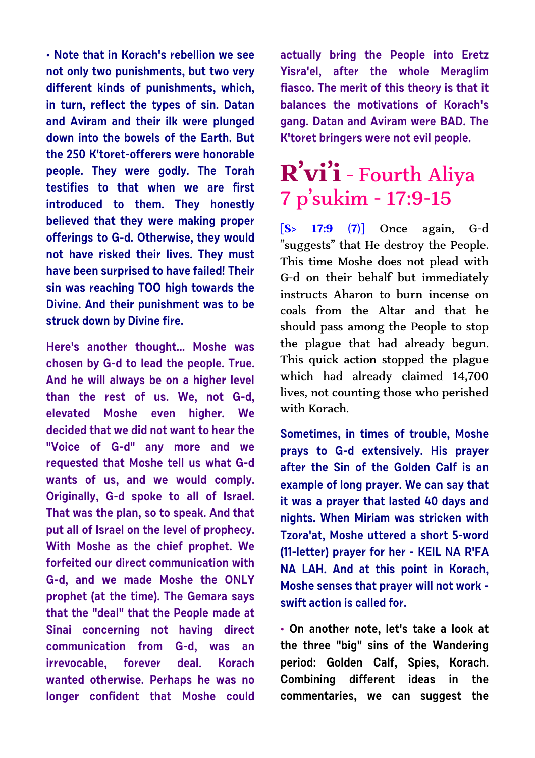**• Note that in Korach's rebellion we see not only two punishments, but two very different kinds of punishments, which, in turn, reflect the types of sin. Datan and Aviram and their ilk were plunged down into the bowels of the Earth. But the 250 K'toret-offerers were honorable people. They were godly. The Torah testifies to that when we are first introduced to them. They honestly believed that they were making proper offerings to G-d. Otherwise, they would not have risked their lives. They must have been surprised to have failed! Their sin was reaching TOO high towards the Divine. And their punishment was to be struck down by Divine fire.**

**Here's another thought... Moshe was chosen by G-d to lead the people. True. And he will always be on a higher level than the rest of us. We, not G-d, elevated Moshe even higher. We decided that we did not want to hear the "Voice of G-d" any more and we requested that Moshe tell us what G-d wants of us, and we would comply. Originally, G-d spoke to all of Israel. That was the plan, so to speak. And that put all of Israel on the level of prophecy. With Moshe as the chief prophet. We forfeited our direct communication with G-d, and we made Moshe the ONLY prophet (at the time). The Gemara says that the "deal" that the People made at Sinai concerning not having direct communication from G-d, was an irrevocable, forever deal. Korach wanted otherwise. Perhaps he was no longer confident that Moshe could actually bring the People into Eretz Yisra'el, after the whole Meraglim fiasco. The merit of this theory is that it balances the motivations of Korach's gang. Datan and Aviram were BAD. The K'toret bringers were not evil people.**

# R'vi'i - Fourth Aliya 7 p'sukim - 17:9-15

[S> 17:9 (7)] Once again, G-d "suggests" that He destroy the People. This time Moshe does not plead with G-d on their behalf but immediately instructs Aharon to burn incense on coals from the Altar and that he should pass among the People to stop the plague that had already begun. This quick action stopped the plague which had already claimed 14,700 lives, not counting those who perished with Korach.

**Sometimes, in times of trouble, Moshe prays to G-d extensively. His prayer after the Sin of the Golden Calf is an example of long prayer. We can say that it was a prayer that lasted 40 days and nights. When Miriam was stricken with Tzora'at, Moshe uttered a short 5-word (11-letter) prayer for her - KEIL NA R'FA NA LAH. And at this point in Korach, Moshe senses that prayer will not work - swift action is called for.**

**• On another note, let's take a look at the three "big" sins of the Wandering period: Golden Calf, Spies, Korach. Combining different ideas in the commentaries, we can suggest the**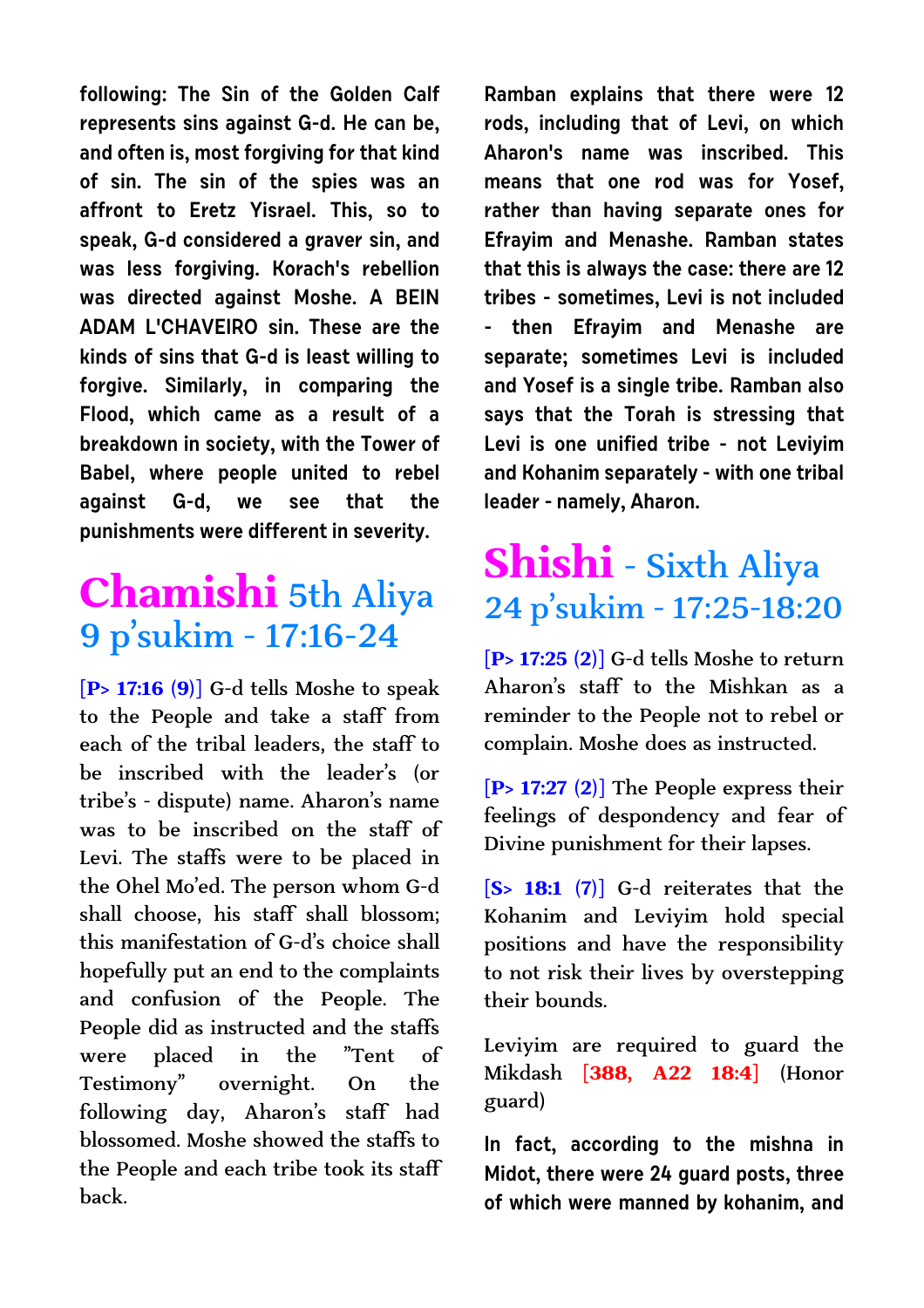**following: The Sin of the Golden Calf represents sins against G-d. He can be, and often is, most forgiving for that kind of sin. The sin of the spies was an affront to Eretz Yisrael. This, so to speak, G-d considered a graver sin, and was less forgiving. Korach's rebellion was directed against Moshe. A BEIN ADAM L'CHAVEIRO sin. These are the kinds of sins that G-d is least willing to forgive. Similarly, in comparing the Flood, which came as a result of a breakdown in society, with the Tower of Babel, where people united to rebel against G-d, we see that the punishments were different in severity.**

## Chamishi 5th Aliya 9 p'sukim - 17:16-24

[P> 17:16 (9)] G-d tells Moshe to speak to the People and take a staff from each of the tribal leaders, the staff to be inscribed with the leader's (or tribe's - dispute) name. Aharon's name was to be inscribed on the staff of Levi. The staffs were to be placed in the Ohel Mo'ed. The person whom G-d shall choose, his staff shall blossom; this manifestation of G-d's choice shall hopefully put an end to the complaints and confusion of the People. The People did as instructed and the staffs were placed in the "Tent of Testimony" overnight. On the following day, Aharon's staff had blossomed. Moshe showed the staffs to the People and each tribe took its staff back.

**Ramban explains that there were 12 rods, including that of Levi, on which Aharon's name was inscribed. This means that one rod was for Yosef, rather than having separate ones for Efrayim and Menashe. Ramban states that this is always the case: there are 12 tribes - sometimes, Levi is not included - then Efrayim and Menashe are separate; sometimes Levi is included and Yosef is a single tribe. Ramban also says that the Torah is stressing that Levi is one unified tribe - not Leviyim and Kohanim separately - with one tribal leader - namely, Aharon.**

## Shishi - Sixth Aliya 24 p'sukim - 17:25-18:20

[P> 17:25 (2)] G-d tells Moshe to return Aharon's staff to the Mishkan as a reminder to the People not to rebel or complain. Moshe does as instructed.

[P> 17:27 (2)] The People express their feelings of despondency and fear of Divine punishment for their lapses.

[S> 18:1 (7)] G-d reiterates that the Kohanim and Leviyim hold special positions and have the responsibility to not risk their lives by overstepping their bounds.

Leviyim are required to guard the Mikdash [388, A22 18:4] (Honor guard)

**In fact, according to the mishna in Midot, there were 24 guard posts, three of which were manned by kohanim, and**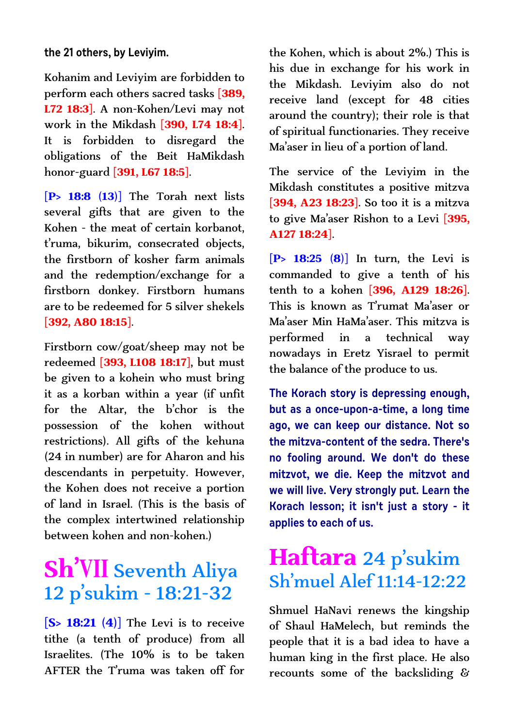**the 21 others, by Leviyim.**

Kohanim and Leviyim are forbidden to perform each others sacred tasks [389, L72 18:3]. A non-Kohen/Levi may not work in the Mikdash [390, L74 18:4]. It is forbidden to disregard the obligations of the Beit HaMikdash honor-guard [391, L67 18:5].

[P> 18:8 (13)] The Torah next lists several gifts that are given to the Kohen - the meat of certain korbanot, t'ruma, bikurim, consecrated objects, the firstborn of kosher farm animals and the redemption/exchange for a firstborn donkey. Firstborn humans are to be redeemed for 5 silver shekels [392, A80 18:15].

Firstborn cow/goat/sheep may not be redeemed [393, L108 18:17], but must be given to a kohein who must bring it as a korban within a year (if unfit for the Altar, the b'chor is the possession of the kohen without restrictions). All gifts of the kehuna (24 in number) are for Aharon and his descendants in perpetuity. However, the Kohen does not receive a portion of land in Israel. (This is the basis of the complex intertwined relationship between kohen and non-kohen.)

## Sh'VII Seventh Aliya 12 p'sukim - 18:21-32

[S> 18:21 (4)] The Levi is to receive tithe (a tenth of produce) from all Israelites. (The 10% is to be taken AFTER the T'ruma was taken off for the Kohen, which is about 2%.) This is his due in exchange for his work in the Mikdash. Leviyim also do not receive land (except for 48 cities around the country); their role is that of spiritual functionaries. They receive Ma'aser in lieu of a portion of land.

The service of the Leviyim in the Mikdash constitutes a positive mitzva [394, A23 18:23]. So too it is a mitzva to give Ma'aser Rishon to a Levi [395, A127 18:24].

[P> 18:25 (8)] In turn, the Levi is commanded to give a tenth of his tenth to a kohen [396, A129 18:26]. This is known as T'rumat Ma'aser or Ma'aser Min HaMa'aser. This mitzva is performed in a technical way nowadays in Eretz Yisrael to permit the balance of the produce to us.

**The Korach story is depressing enough, but as a once-upon-a-time, a long time ago, we can keep our distance. Not so the mitzva-content of the sedra. There's no fooling around. We don't do these mitzvot, we die. Keep the mitzvot and we will live. Very strongly put. Learn the Korach lesson; it isn't just a story - it applies to each of us.**

## Haftara 24 p'sukim Sh'muel Alef 11:14-12:22

Shmuel HaNavi renews the kingship of Shaul HaMelech, but reminds the people that it is a bad idea to have a human king in the first place. He also recounts some of the backsliding &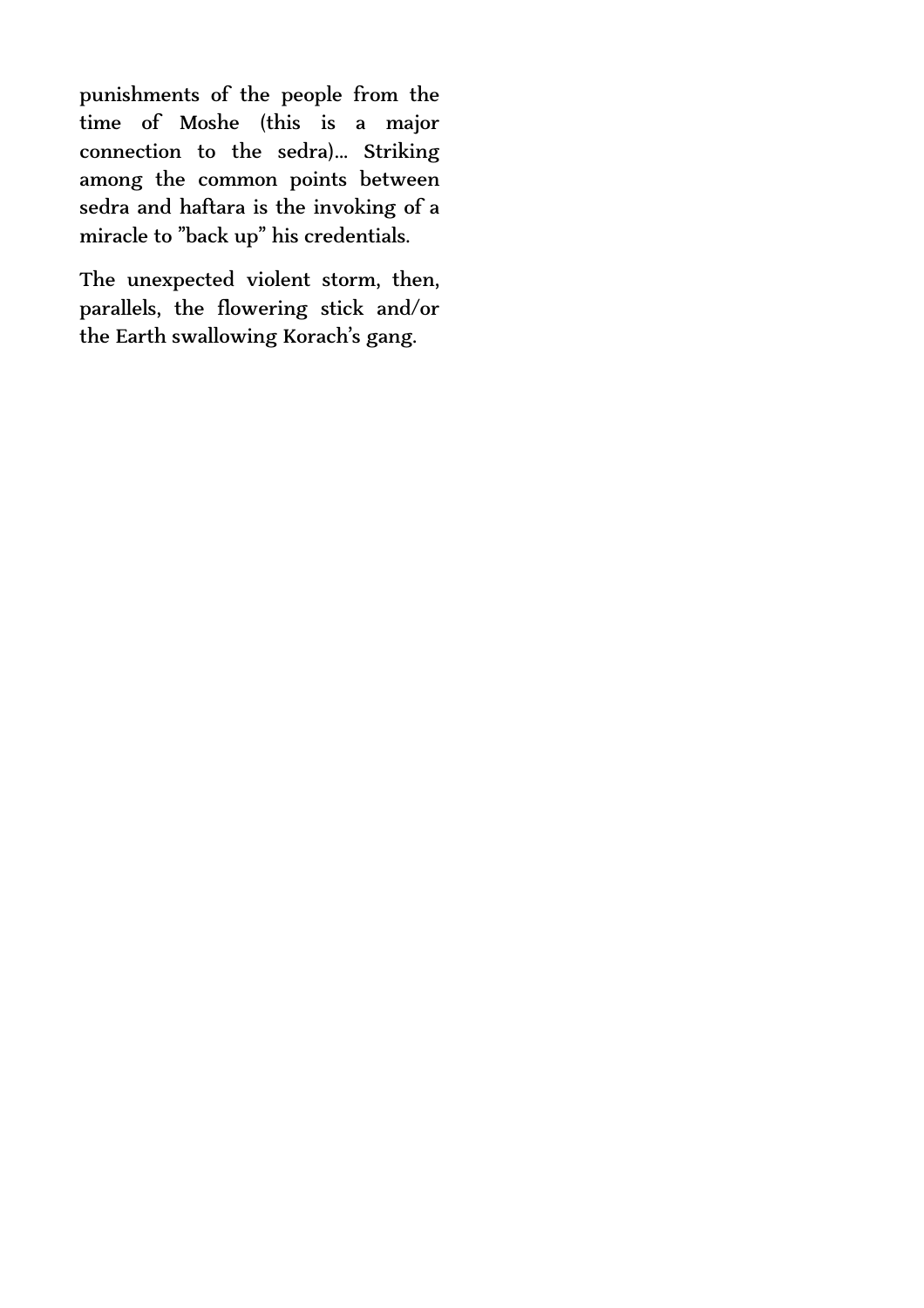punishments of the people from the time of Moshe (this is a major connection to the sedra)... Striking among the common points between sedra and haftara is the invoking of a miracle to "back up" his credentials.

The unexpected violent storm, then, parallels, the flowering stick and/or the Earth swallowing Korach's gang.